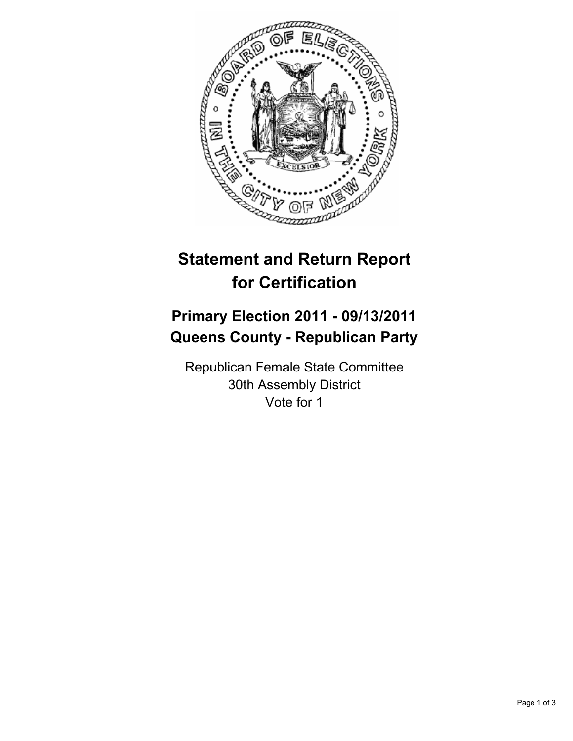# Statement and Return Report for Certification

## Primary Election 2011 - 09/13/2011
## Queens County - Republican Party

Republican Female State Committee
30th Assembly District
Vote for 1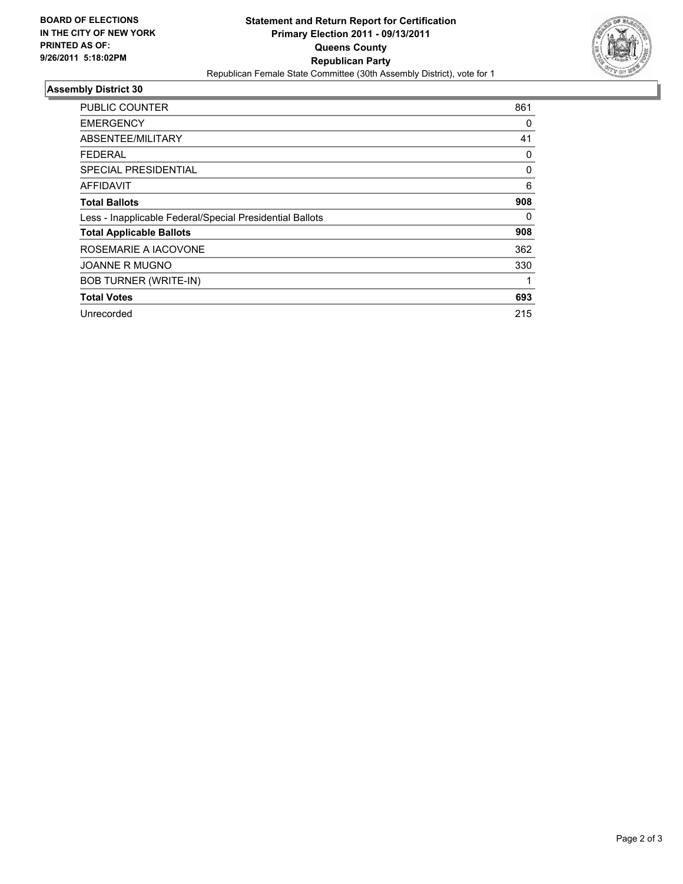**BOARD OF ELECTIONS IN THE CITY OF NEW YORK PRINTED AS OF: 9/26/2011 5:18:02PM**

# Statement and Return Report for Certification
## Primary Election 2011 - 09/13/2011
## Queens County
## Republican Party

Republican Female State Committee (30th Assembly District), vote for 1

### Assembly District 30

| | |
|---|---|
| PUBLIC COUNTER | 861 |
| EMERGENCY | 0 |
| ABSENTEE/MILITARY | 41 |
| FEDERAL | 0 |
| SPECIAL PRESIDENTIAL | 0 |
| AFFIDAVIT | 6 |
| **Total Ballots** | **908** |
| Less - Inapplicable Federal/Special Presidential Ballots | 0 |
| **Total Applicable Ballots** | **908** |
| ROSEMARIE A IACOVONE | 362 |
| JOANNE R MUGNO | 330 |
| BOB TURNER (WRITE-IN) | 1 |
| **Total Votes** | **693** |
| Unrecorded | 215 |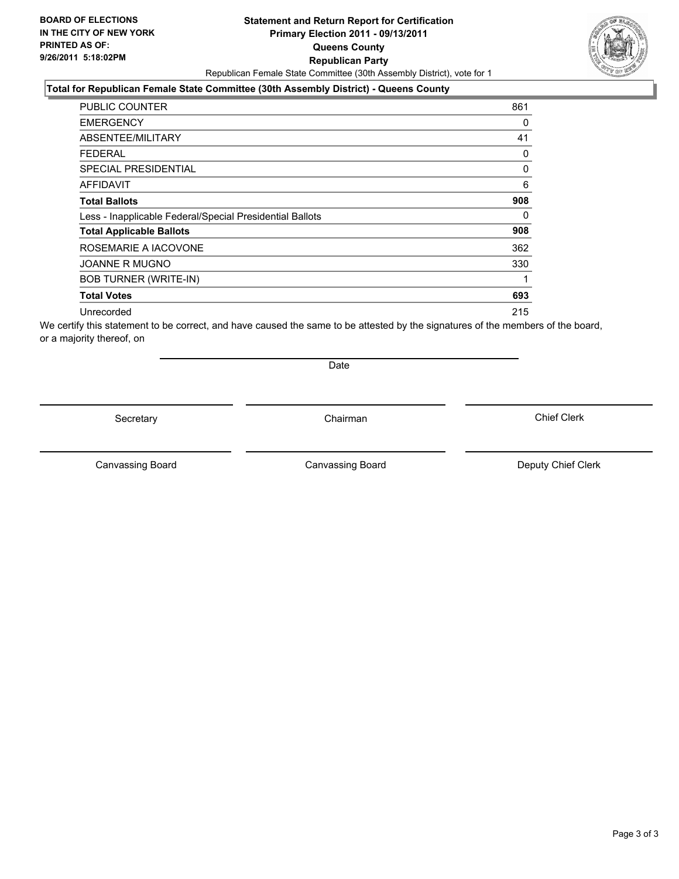**BOARD OF ELECTIONS IN THE CITY OF NEW YORK PRINTED AS OF: 9/26/2011 5:18:02PM**

# Statement and Return Report for Certification
## Primary Election 2011 - 09/13/2011
## Queens County
## Republican Party

Republican Female State Committee (30th Assembly District), vote for 1

### Total for Republican Female State Committee (30th Assembly District) - Queens County

| | |
|---|---|
| PUBLIC COUNTER | 861 |
| EMERGENCY | 0 |
| ABSENTEE/MILITARY | 41 |
| FEDERAL | 0 |
| SPECIAL PRESIDENTIAL | 0 |
| AFFIDAVIT | 6 |
| **Total Ballots** | **908** |
| Less - Inapplicable Federal/Special Presidential Ballots | 0 |
| **Total Applicable Ballots** | **908** |
| ROSEMARIE A IACOVONE | 362 |
| JOANNE R MUGNO | 330 |
| BOB TURNER (WRITE-IN) | 1 |
| **Total Votes** | **693** |
| Unrecorded | 215 |

We certify this statement to be correct, and have caused the same to be attested by the signatures of the members of the board, or a majority thereof, on

Date

Secretary | Chairman | Chief Clerk

Canvassing Board | Canvassing Board | Deputy Chief Clerk